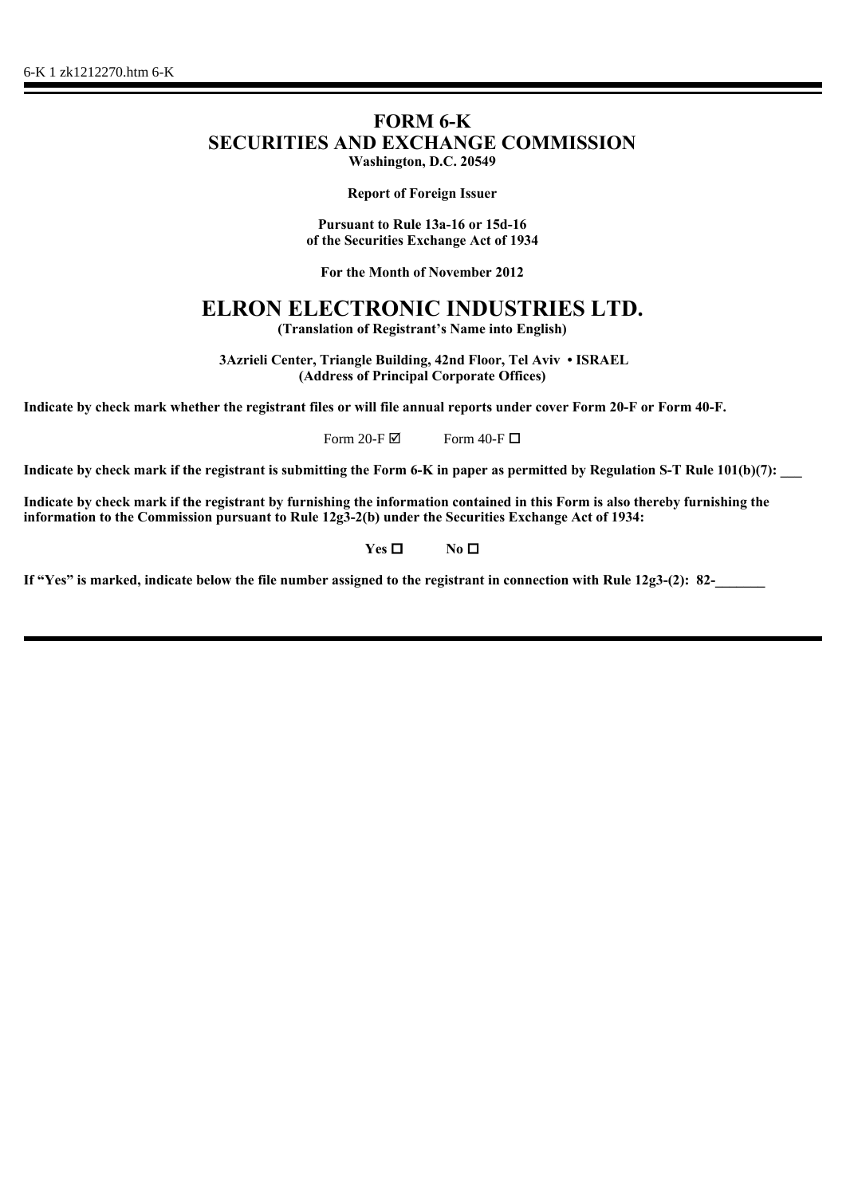6-K 1 zk1212270.htm 6-K

# FORM 6-K
# SECURITIES AND EXCHANGE COMMISSION

**Washington, D.C. 20549**

**Report of Foreign Issuer**

**Pursuant to Rule 13a-16 or 15d-16**
**of the Securities Exchange Act of 1934**

**For the Month of November 2012**

# ELRON ELECTRONIC INDUSTRIES LTD.

**(Translation of Registrant's Name into English)**

**3Azrieli Center, Triangle Building, 42nd Floor, Tel Aviv • ISRAEL**
**(Address of Principal Corporate Offices)**

**Indicate by check mark whether the registrant files or will file annual reports under cover Form 20-F or Form 40-F.**

Form 20-F ☑ Form 40-F ☐

**Indicate by check mark if the registrant is submitting the Form 6-K in paper as permitted by Regulation S-T Rule 101(b)(7): ___**

**Indicate by check mark if the registrant by furnishing the information contained in this Form is also thereby furnishing the information to the Commission pursuant to Rule 12g3-2(b) under the Securities Exchange Act of 1934:**

**Yes ☐ No ☐**

**If "Yes" is marked, indicate below the file number assigned to the registrant in connection with Rule 12g3-(2): 82-_______**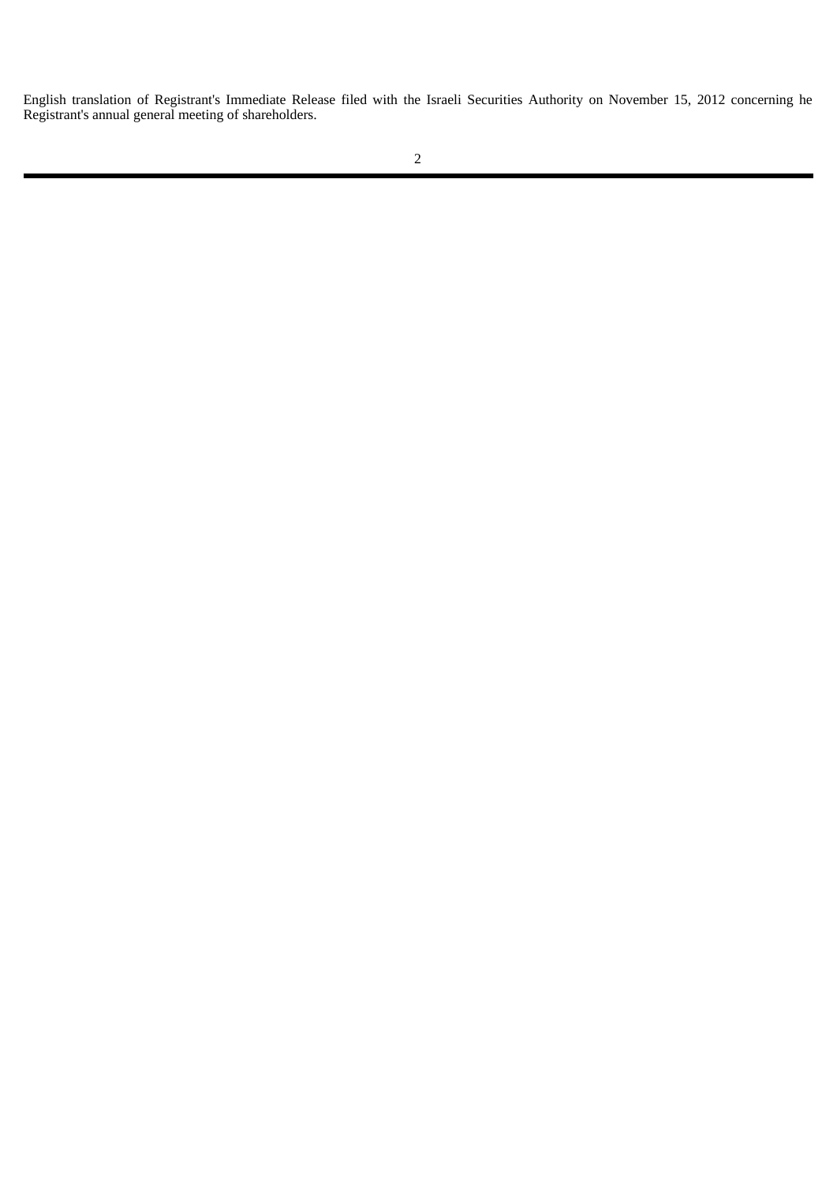English translation of Registrant's Immediate Release filed with the Israeli Securities Authority on November 15, 2012 concerning he Registrant's annual general meeting of shareholders.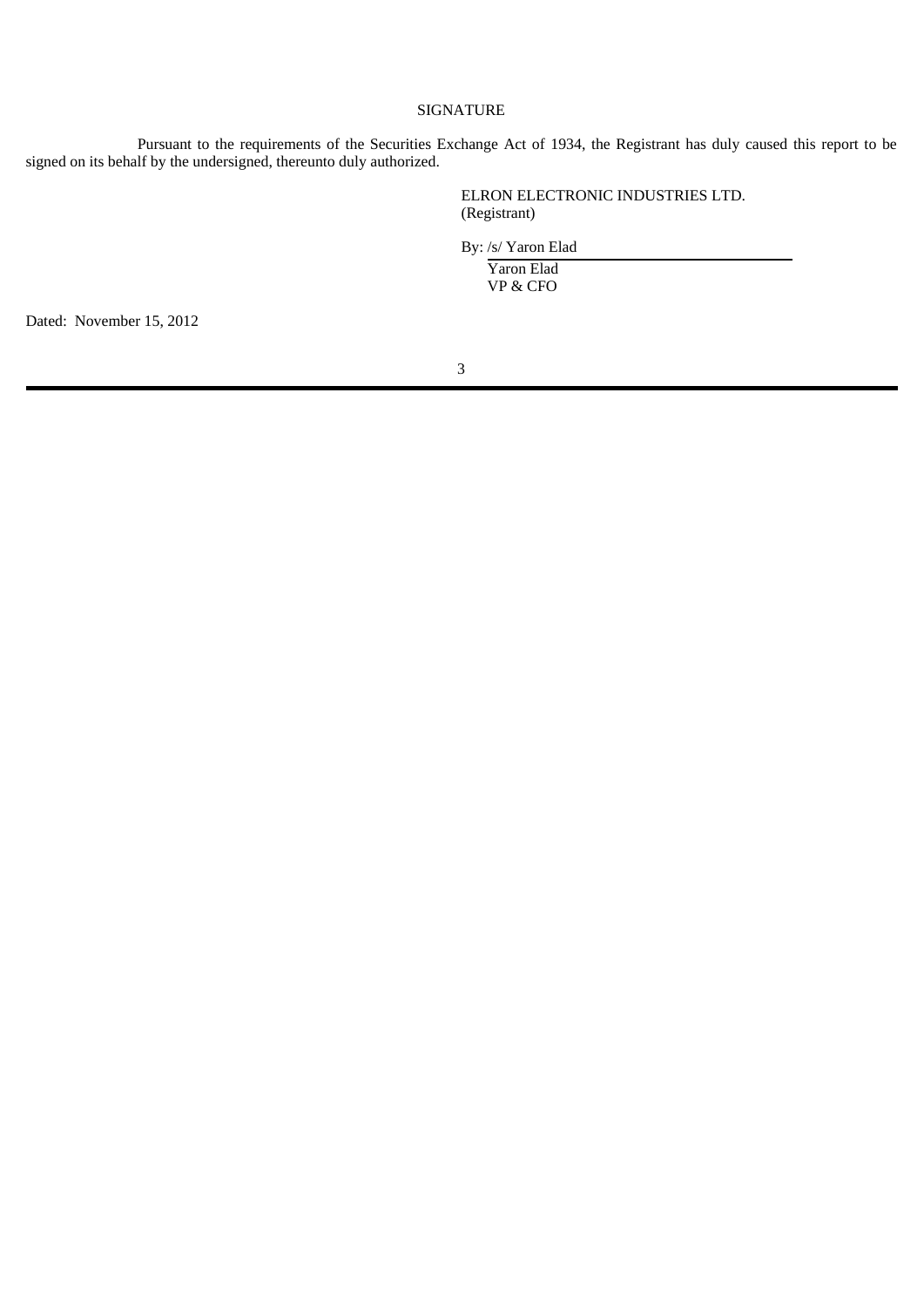## SIGNATURE

Pursuant to the requirements of the Securities Exchange Act of 1934, the Registrant has duly caused this report to be signed on its behalf by the undersigned, thereunto duly authorized.

ELRON ELECTRONIC INDUSTRIES LTD.
(Registrant)

By: /s/ Yaron Elad
Yaron Elad
VP & CFO

Dated: November 15, 2012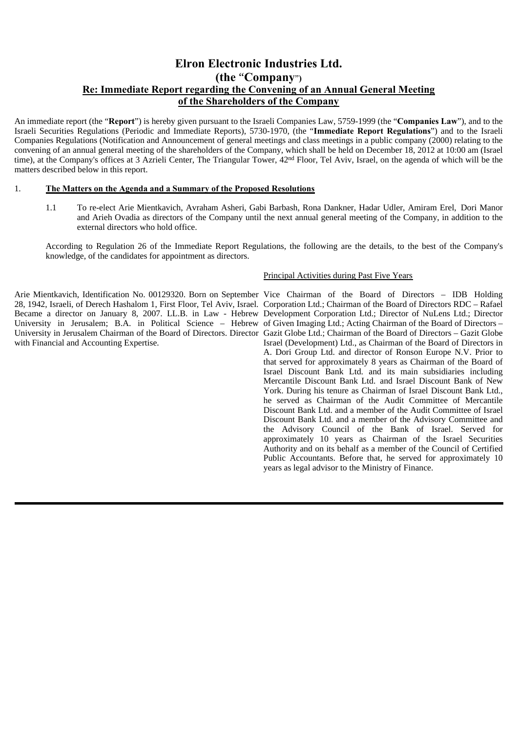# Elron Electronic Industries Ltd.
# (the "Company")
## Re: Immediate Report regarding the Convening of an Annual General Meeting of the Shareholders of the Company

An immediate report (the "**Report**") is hereby given pursuant to the Israeli Companies Law, 5759-1999 (the "**Companies Law**"), and to the Israeli Securities Regulations (Periodic and Immediate Reports), 5730-1970, (the "**Immediate Report Regulations**") and to the Israeli Companies Regulations (Notification and Announcement of general meetings and class meetings in a public company (2000) relating to the convening of an annual general meeting of the shareholders of the Company, which shall be held on December 18, 2012 at 10:00 am (Israel time), at the Company's offices at 3 Azrieli Center, The Triangular Tower, 42nd Floor, Tel Aviv, Israel, on the agenda of which will be the matters described below in this report.

1. **The Matters on the Agenda and a Summary of the Proposed Resolutions**

   1.1 To re-elect Arie Mientkavich, Avraham Asheri, Gabi Barbash, Rona Dankner, Hadar Udler, Amiram Erel, Dori Manor and Arieh Ovadia as directors of the Company until the next annual general meeting of the Company, in addition to the external directors who hold office.

   According to Regulation 26 of the Immediate Report Regulations, the following are the details, to the best of the Company's knowledge, of the candidates for appointment as directors.

| | Principal Activities during Past Five Years |
|---|---|
| Arie Mientkavich, Identification No. 00129320. Born on September 28, 1942, Israeli, of Derech Hashalom 1, First Floor, Tel Aviv, Israel. Became a director on January 8, 2007. LL.B. in Law - Hebrew University in Jerusalem; B.A. in Political Science – Hebrew University in Jerusalem Chairman of the Board of Directors. Director with Financial and Accounting Expertise. | Vice Chairman of the Board of Directors – IDB Holding Corporation Ltd.; Chairman of the Board of Directors RDC – Rafael Development Corporation Ltd.; Director of NuLens Ltd.; Director of Given Imaging Ltd.; Acting Chairman of the Board of Directors – Gazit Globe Ltd.; Chairman of the Board of Directors – Gazit Globe Israel (Development) Ltd., as Chairman of the Board of Directors in A. Dori Group Ltd. and director of Ronson Europe N.V. Prior to that served for approximately 8 years as Chairman of the Board of Israel Discount Bank Ltd. and its main subsidiaries including Mercantile Discount Bank Ltd. and Israel Discount Bank of New York. During his tenure as Chairman of Israel Discount Bank Ltd., he served as Chairman of the Audit Committee of Mercantile Discount Bank Ltd. and a member of the Audit Committee of Israel Discount Bank Ltd. and a member of the Advisory Committee and the Advisory Council of the Bank of Israel. Served for approximately 10 years as Chairman of the Israel Securities Authority and on its behalf as a member of the Council of Certified Public Accountants. Before that, he served for approximately 10 years as legal advisor to the Ministry of Finance. |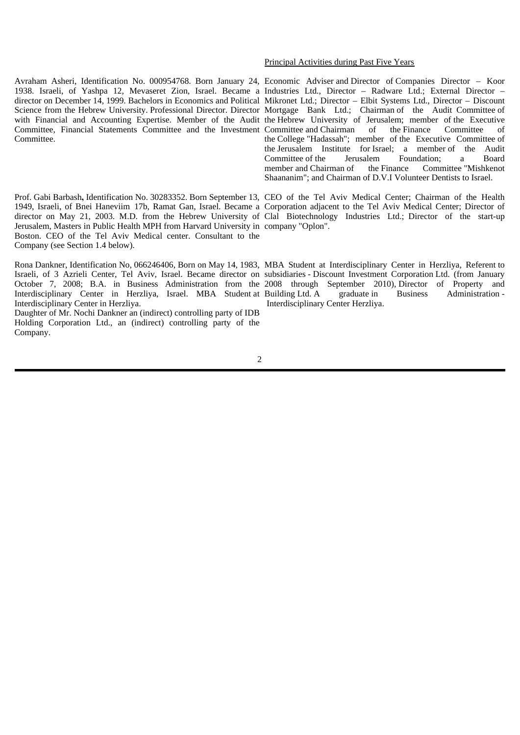| | Principal Activities during Past Five Years |
|---|---|
| Avraham Asheri, Identification No. 000954768. Born January 24, 1938. Israeli, of Yashpa 12, Mevaseret Zion, Israel. Became a director on December 14, 1999. Bachelors in Economics and Political Science from the Hebrew University. Professional Director. Director with Financial and Accounting Expertise. Member of the Audit Committee, Financial Statements Committee and the Investment Committee. | Economic Adviser and Director of Companies Director – Koor Industries Ltd., Director – Radware Ltd.; External Director – Mikronet Ltd.; Director – Elbit Systems Ltd., Director – Discount Mortgage Bank Ltd.; Chairman of the Audit Committee of the Hebrew University of Jerusalem; member of the Executive Committee and Chairman of the Finance Committee of the College "Hadassah"; member of the Executive Committee of the Jerusalem Institute for Israel; a member of the Audit Committee of the Jerusalem Foundation; a Board member and Chairman of the Finance Committee "Mishkenot Shaananim"; and Chairman of D.V.I Volunteer Dentists to Israel. |
| Prof. Gabi Barbash**,** Identification No. 30283352. Born September 13, 1949, Israeli, of Bnei Haneviim 17b, Ramat Gan, Israel. Became a director on May 21, 2003. M.D. from the Hebrew University of Jerusalem, Masters in Public Health MPH from Harvard University in Boston. CEO of the Tel Aviv Medical center. Consultant to the Company (see Section 1.4 below). | CEO of the Tel Aviv Medical Center; Chairman of the Health Corporation adjacent to the Tel Aviv Medical Center; Director of Clal Biotechnology Industries Ltd.; Director of the start-up company "Oplon". |
| Rona Dankner, Identification No, 066246406, Born on May 14, 1983, Israeli, of 3 Azrieli Center, Tel Aviv, Israel. Became director on October 7, 2008; B.A. in Business Administration from the Interdisciplinary Center in Herzliya, Israel. MBA Student at Interdisciplinary Center in Herzliya.<br>Daughter of Mr. Nochi Dankner an (indirect) controlling party of IDB Holding Corporation Ltd., an (indirect) controlling party of the Company. | MBA Student at Interdisciplinary Center in Herzliya, Referent to subsidiaries - Discount Investment Corporation Ltd. (from January 2008 through September 2010), Director of Property and Building Ltd. A graduate in Business Administration - Interdisciplinary Center Herzliya. |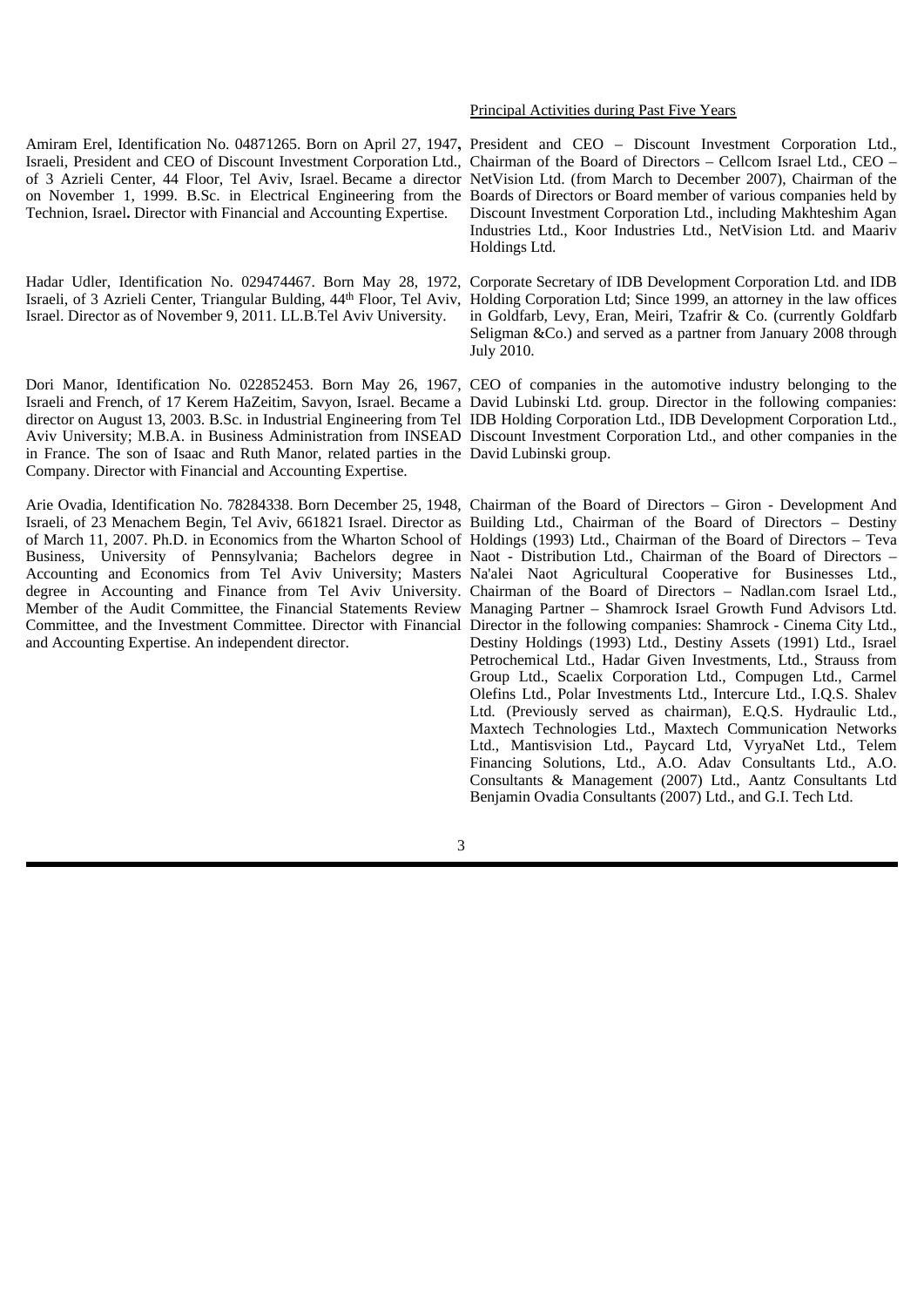| | Principal Activities during Past Five Years |
|---|---|
| Amiram Erel, Identification No. 04871265. Born on April 27, 1947**,** Israeli, President and CEO of Discount Investment Corporation Ltd., of 3 Azrieli Center, 44 Floor, Tel Aviv, Israel. Became a director on November 1, 1999. B.Sc. in Electrical Engineering from the Technion, Israel**.** Director with Financial and Accounting Expertise. | President and CEO – Discount Investment Corporation Ltd., Chairman of the Board of Directors – Cellcom Israel Ltd., CEO – NetVision Ltd. (from March to December 2007), Chairman of the Boards of Directors or Board member of various companies held by Discount Investment Corporation Ltd., including Makhteshim Agan Industries Ltd., Koor Industries Ltd., NetVision Ltd. and Maariv Holdings Ltd. |
| Hadar Udler, Identification No. 029474467. Born May 28, 1972, Israeli, of 3 Azrieli Center, Triangular Bulding, 44th Floor, Tel Aviv, Israel. Director as of November 9, 2011. LL.B.Tel Aviv University. | Corporate Secretary of IDB Development Corporation Ltd. and IDB Holding Corporation Ltd; Since 1999, an attorney in the law offices in Goldfarb, Levy, Eran, Meiri, Tzafrir & Co. (currently Goldfarb Seligman &Co.) and served as a partner from January 2008 through July 2010. |
| Dori Manor, Identification No. 022852453. Born May 26, 1967, Israeli and French, of 17 Kerem HaZeitim, Savyon, Israel. Became a director on August 13, 2003. B.Sc. in Industrial Engineering from Tel Aviv University; M.B.A. in Business Administration from INSEAD in France. The son of Isaac and Ruth Manor, related parties in the Company. Director with Financial and Accounting Expertise. | CEO of companies in the automotive industry belonging to the David Lubinski Ltd. group. Director in the following companies: IDB Holding Corporation Ltd., IDB Development Corporation Ltd., Discount Investment Corporation Ltd., and other companies in the David Lubinski group. |
| Arie Ovadia, Identification No. 78284338. Born December 25, 1948, Israeli, of 23 Menachem Begin, Tel Aviv, 661821 Israel. Director as of March 11, 2007. Ph.D. in Economics from the Wharton School of Business, University of Pennsylvania; Bachelors degree in Accounting and Economics from Tel Aviv University; Masters degree in Accounting and Finance from Tel Aviv University. Member of the Audit Committee, the Financial Statements Review Committee, and the Investment Committee. Director with Financial and Accounting Expertise. An independent director. | Chairman of the Board of Directors – Giron - Development And Building Ltd., Chairman of the Board of Directors – Destiny Holdings (1993) Ltd., Chairman of the Board of Directors – Teva Naot - Distribution Ltd., Chairman of the Board of Directors – Na'alei Naot Agricultural Cooperative for Businesses Ltd., Chairman of the Board of Directors – Nadlan.com Israel Ltd., Managing Partner – Shamrock Israel Growth Fund Advisors Ltd. Director in the following companies: Shamrock - Cinema City Ltd., Destiny Holdings (1993) Ltd., Destiny Assets (1991) Ltd., Israel Petrochemical Ltd., Hadar Given Investments, Ltd., Strauss from Group Ltd., Scaelix Corporation Ltd., Compugen Ltd., Carmel Olefins Ltd., Polar Investments Ltd., Intercure Ltd., I.Q.S. Shalev Ltd. (Previously served as chairman), E.Q.S. Hydraulic Ltd., Maxtech Technologies Ltd., Maxtech Communication Networks Ltd., Mantisvision Ltd., Paycard Ltd, VyryaNet Ltd., Telem Financing Solutions, Ltd., A.O. Adav Consultants Ltd., A.O. Consultants & Management (2007) Ltd., Aantz Consultants Ltd Benjamin Ovadia Consultants (2007) Ltd., and G.I. Tech Ltd. |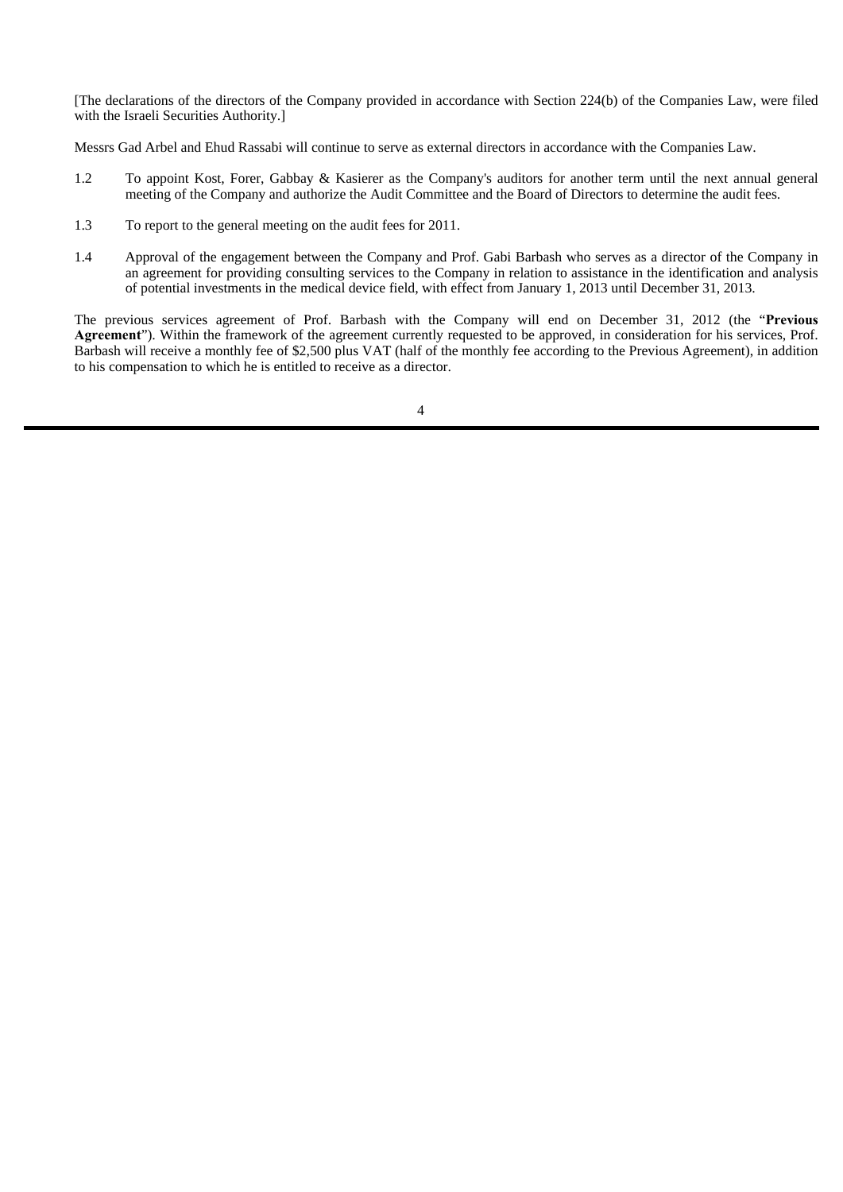[The declarations of the directors of the Company provided in accordance with Section 224(b) of the Companies Law, were filed with the Israeli Securities Authority.]

Messrs Gad Arbel and Ehud Rassabi will continue to serve as external directors in accordance with the Companies Law.

1.2 To appoint Kost, Forer, Gabbay & Kasierer as the Company's auditors for another term until the next annual general meeting of the Company and authorize the Audit Committee and the Board of Directors to determine the audit fees.

1.3 To report to the general meeting on the audit fees for 2011.

1.4 Approval of the engagement between the Company and Prof. Gabi Barbash who serves as a director of the Company in an agreement for providing consulting services to the Company in relation to assistance in the identification and analysis of potential investments in the medical device field, with effect from January 1, 2013 until December 31, 2013.

The previous services agreement of Prof. Barbash with the Company will end on December 31, 2012 (the "**Previous Agreement**"). Within the framework of the agreement currently requested to be approved, in consideration for his services, Prof. Barbash will receive a monthly fee of $2,500 plus VAT (half of the monthly fee according to the Previous Agreement), in addition to his compensation to which he is entitled to receive as a director.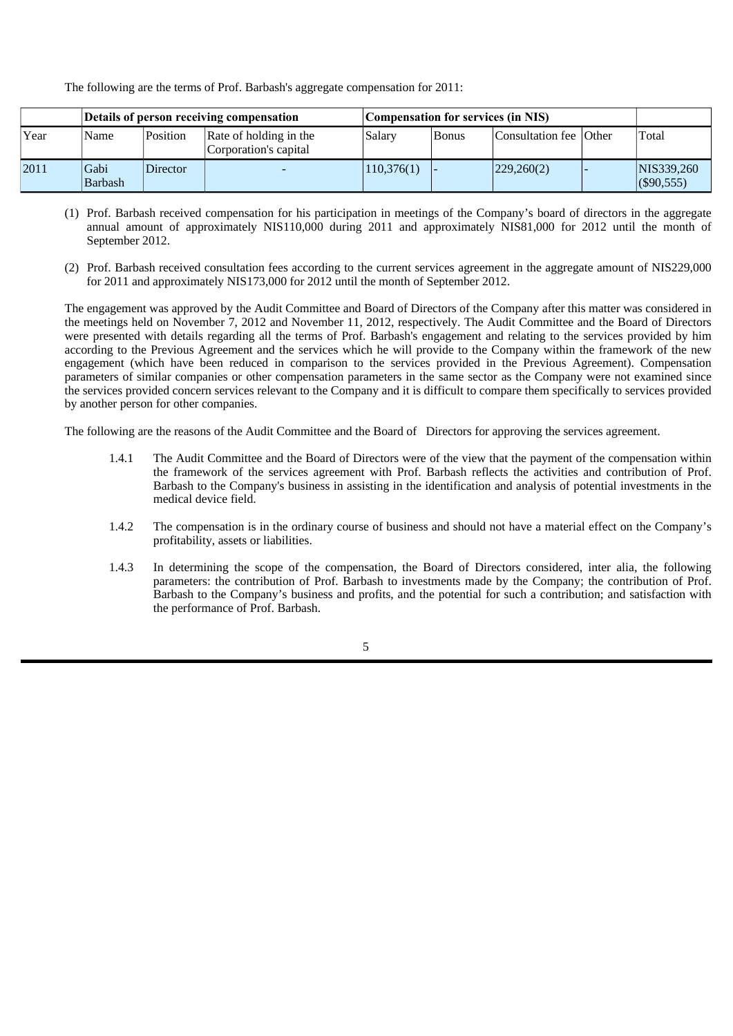The following are the terms of Prof. Barbash's aggregate compensation for 2011:

| | Details of person receiving compensation | | | Compensation for services (in NIS) | | | | |
|---|---|---|---|---|---|---|---|---|
| Year | Name | Position | Rate of holding in the Corporation's capital | Salary | Bonus | Consultation fee | Other | Total |
| 2011 | Gabi Barbash | Director | - | 110,376(1) | - | 229,260(2) | - | NIS339,260 ($90,555) |

(1) Prof. Barbash received compensation for his participation in meetings of the Company's board of directors in the aggregate annual amount of approximately NIS110,000 during 2011 and approximately NIS81,000 for 2012 until the month of September 2012.

(2) Prof. Barbash received consultation fees according to the current services agreement in the aggregate amount of NIS229,000 for 2011 and approximately NIS173,000 for 2012 until the month of September 2012.

The engagement was approved by the Audit Committee and Board of Directors of the Company after this matter was considered in the meetings held on November 7, 2012 and November 11, 2012, respectively. The Audit Committee and the Board of Directors were presented with details regarding all the terms of Prof. Barbash's engagement and relating to the services provided by him according to the Previous Agreement and the services which he will provide to the Company within the framework of the new engagement (which have been reduced in comparison to the services provided in the Previous Agreement). Compensation parameters of similar companies or other compensation parameters in the same sector as the Company were not examined since the services provided concern services relevant to the Company and it is difficult to compare them specifically to services provided by another person for other companies.

The following are the reasons of the Audit Committee and the Board of Directors for approving the services agreement.

1.4.1 The Audit Committee and the Board of Directors were of the view that the payment of the compensation within the framework of the services agreement with Prof. Barbash reflects the activities and contribution of Prof. Barbash to the Company's business in assisting in the identification and analysis of potential investments in the medical device field.

1.4.2 The compensation is in the ordinary course of business and should not have a material effect on the Company's profitability, assets or liabilities.

1.4.3 In determining the scope of the compensation, the Board of Directors considered, inter alia, the following parameters: the contribution of Prof. Barbash to investments made by the Company; the contribution of Prof. Barbash to the Company's business and profits, and the potential for such a contribution; and satisfaction with the performance of Prof. Barbash.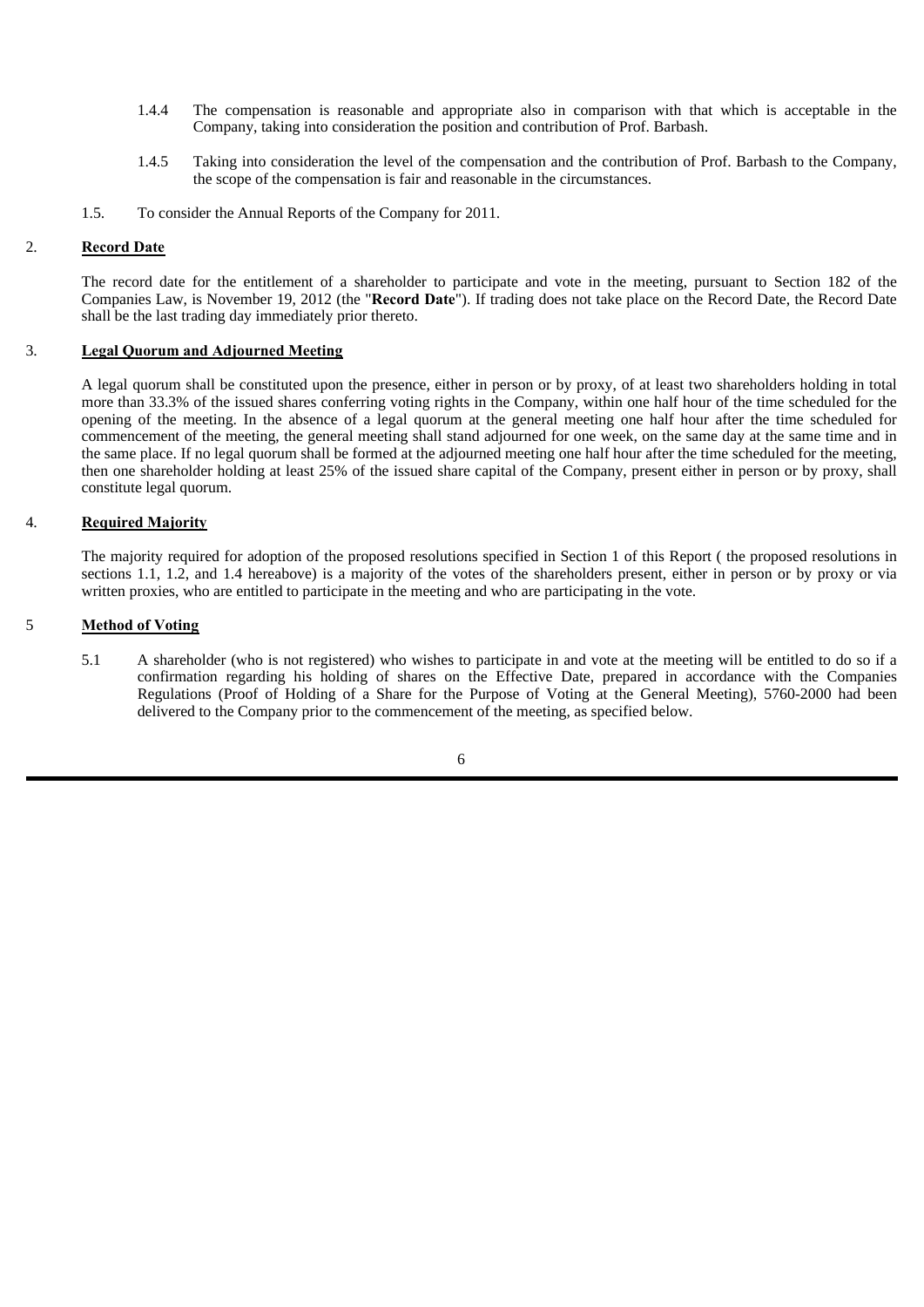1.4.4 The compensation is reasonable and appropriate also in comparison with that which is acceptable in the Company, taking into consideration the position and contribution of Prof. Barbash.

1.4.5 Taking into consideration the level of the compensation and the contribution of Prof. Barbash to the Company, the scope of the compensation is fair and reasonable in the circumstances.

1.5. To consider the Annual Reports of the Company for 2011.

## 2. Record Date

The record date for the entitlement of a shareholder to participate and vote in the meeting, pursuant to Section 182 of the Companies Law, is November 19, 2012 (the "**Record Date**"). If trading does not take place on the Record Date, the Record Date shall be the last trading day immediately prior thereto.

## 3. Legal Quorum and Adjourned Meeting

A legal quorum shall be constituted upon the presence, either in person or by proxy, of at least two shareholders holding in total more than 33.3% of the issued shares conferring voting rights in the Company, within one half hour of the time scheduled for the opening of the meeting. In the absence of a legal quorum at the general meeting one half hour after the time scheduled for commencement of the meeting, the general meeting shall stand adjourned for one week, on the same day at the same time and in the same place. If no legal quorum shall be formed at the adjourned meeting one half hour after the time scheduled for the meeting, then one shareholder holding at least 25% of the issued share capital of the Company, present either in person or by proxy, shall constitute legal quorum.

## 4. Required Majority

The majority required for adoption of the proposed resolutions specified in Section 1 of this Report ( the proposed resolutions in sections 1.1, 1.2, and 1.4 hereabove) is a majority of the votes of the shareholders present, either in person or by proxy or via written proxies, who are entitled to participate in the meeting and who are participating in the vote.

## 5 Method of Voting

5.1 A shareholder (who is not registered) who wishes to participate in and vote at the meeting will be entitled to do so if a confirmation regarding his holding of shares on the Effective Date, prepared in accordance with the Companies Regulations (Proof of Holding of a Share for the Purpose of Voting at the General Meeting), 5760-2000 had been delivered to the Company prior to the commencement of the meeting, as specified below.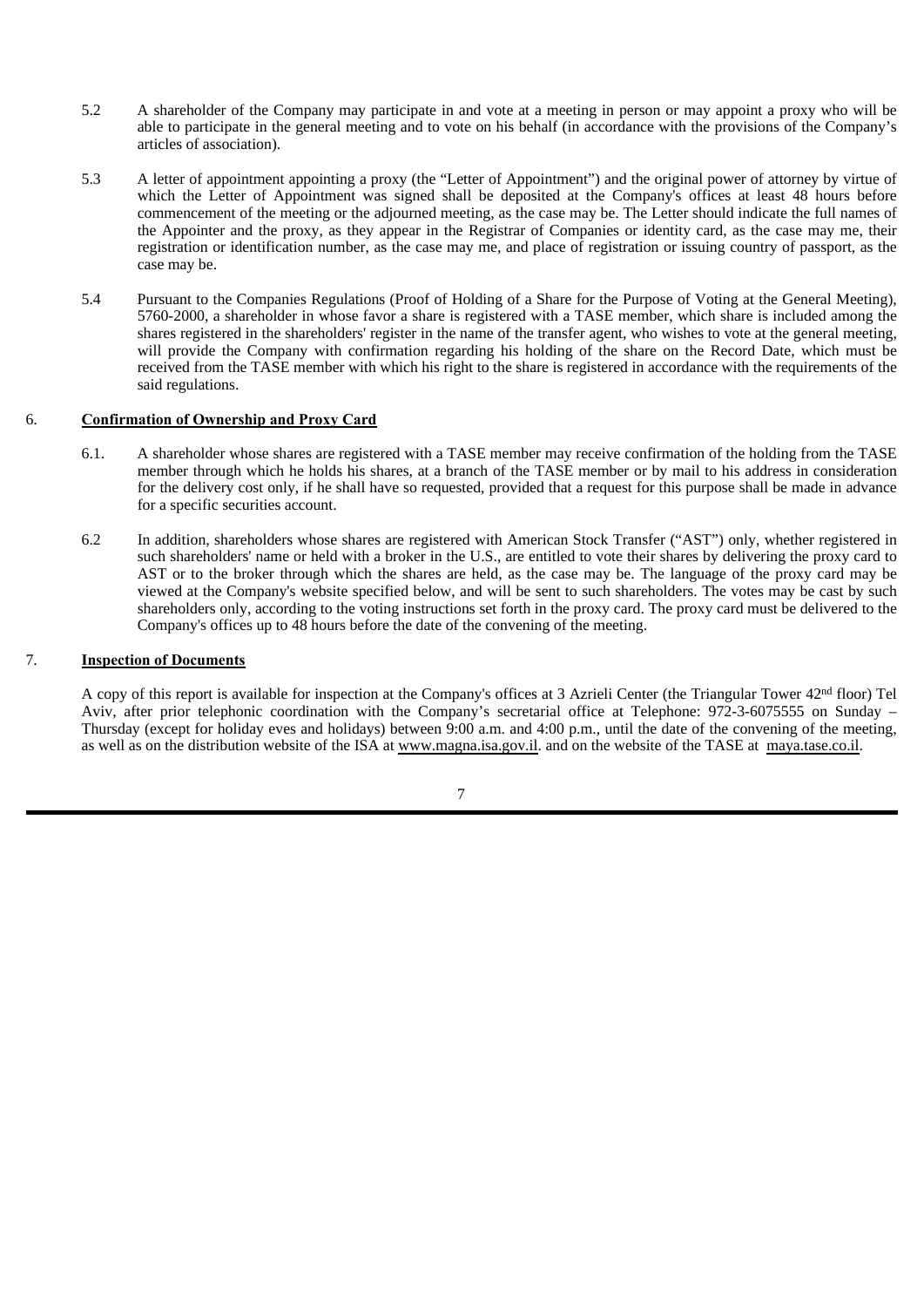5.2 A shareholder of the Company may participate in and vote at a meeting in person or may appoint a proxy who will be able to participate in the general meeting and to vote on his behalf (in accordance with the provisions of the Company's articles of association).

5.3 A letter of appointment appointing a proxy (the "Letter of Appointment") and the original power of attorney by virtue of which the Letter of Appointment was signed shall be deposited at the Company's offices at least 48 hours before commencement of the meeting or the adjourned meeting, as the case may be. The Letter should indicate the full names of the Appointer and the proxy, as they appear in the Registrar of Companies or identity card, as the case may me, their registration or identification number, as the case may me, and place of registration or issuing country of passport, as the case may be.

5.4 Pursuant to the Companies Regulations (Proof of Holding of a Share for the Purpose of Voting at the General Meeting), 5760-2000, a shareholder in whose favor a share is registered with a TASE member, which share is included among the shares registered in the shareholders' register in the name of the transfer agent, who wishes to vote at the general meeting, will provide the Company with confirmation regarding his holding of the share on the Record Date, which must be received from the TASE member with which his right to the share is registered in accordance with the requirements of the said regulations.

6. **Confirmation of Ownership and Proxy Card**

6.1. A shareholder whose shares are registered with a TASE member may receive confirmation of the holding from the TASE member through which he holds his shares, at a branch of the TASE member or by mail to his address in consideration for the delivery cost only, if he shall have so requested, provided that a request for this purpose shall be made in advance for a specific securities account.

6.2 In addition, shareholders whose shares are registered with American Stock Transfer ("AST") only, whether registered in such shareholders' name or held with a broker in the U.S., are entitled to vote their shares by delivering the proxy card to AST or to the broker through which the shares are held, as the case may be. The language of the proxy card may be viewed at the Company's website specified below, and will be sent to such shareholders. The votes may be cast by such shareholders only, according to the voting instructions set forth in the proxy card. The proxy card must be delivered to the Company's offices up to 48 hours before the date of the convening of the meeting.

7. **Inspection of Documents**

A copy of this report is available for inspection at the Company's offices at 3 Azrieli Center (the Triangular Tower 42nd floor) Tel Aviv, after prior telephonic coordination with the Company's secretarial office at Telephone: 972-3-6075555 on Sunday – Thursday (except for holiday eves and holidays) between 9:00 a.m. and 4:00 p.m., until the date of the convening of the meeting, as well as on the distribution website of the ISA at www.magna.isa.gov.il. and on the website of the TASE at maya.tase.co.il.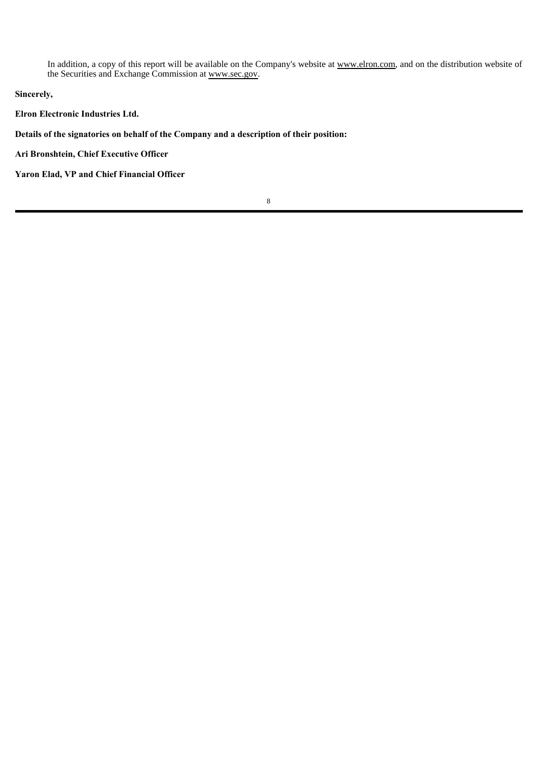In addition, a copy of this report will be available on the Company's website at www.elron.com, and on the distribution website of the Securities and Exchange Commission at www.sec.gov.

**Sincerely,**

**Elron Electronic Industries Ltd.**

**Details of the signatories on behalf of the Company and a description of their position:**

**Ari Bronshtein, Chief Executive Officer**

**Yaron Elad, VP and Chief Financial Officer**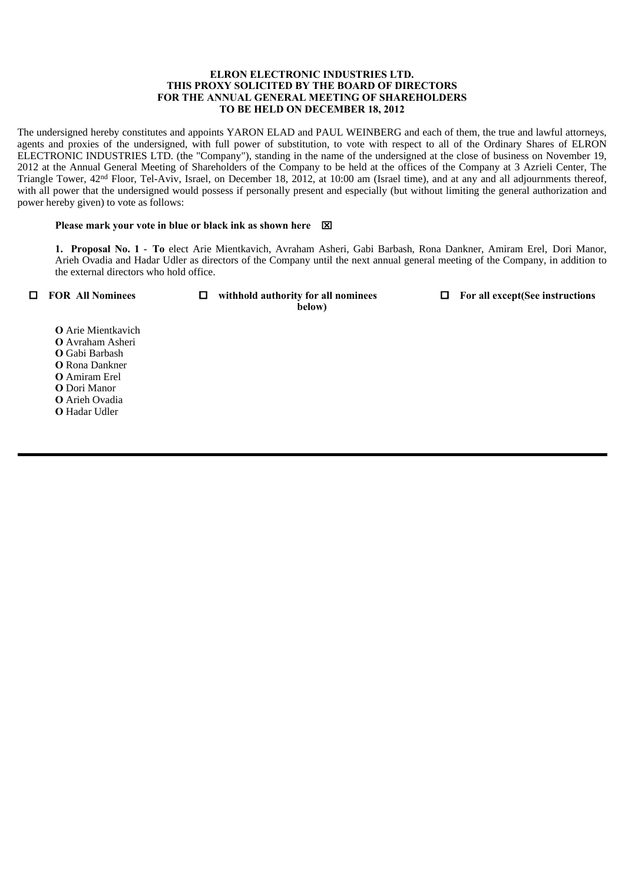**ELRON ELECTRONIC INDUSTRIES LTD.**
**THIS PROXY SOLICITED BY THE BOARD OF DIRECTORS**
**FOR THE ANNUAL GENERAL MEETING OF SHAREHOLDERS**
**TO BE HELD ON DECEMBER 18, 2012**

The undersigned hereby constitutes and appoints YARON ELAD and PAUL WEINBERG and each of them, the true and lawful attorneys, agents and proxies of the undersigned, with full power of substitution, to vote with respect to all of the Ordinary Shares of ELRON ELECTRONIC INDUSTRIES LTD. (the "Company"), standing in the name of the undersigned at the close of business on November 19, 2012 at the Annual General Meeting of Shareholders of the Company to be held at the offices of the Company at 3 Azrieli Center, The Triangle Tower, 42nd Floor, Tel-Aviv, Israel, on December 18, 2012, at 10:00 am (Israel time), and at any and all adjournments thereof, with all power that the undersigned would possess if personally present and especially (but without limiting the general authorization and power hereby given) to vote as follows:

**Please mark your vote in blue or black ink as shown here ☒**

**1. Proposal No. 1** - **To** elect Arie Mientkavich, Avraham Asheri, Gabi Barbash, Rona Dankner, Amiram Erel, Dori Manor, Arieh Ovadia and Hadar Udler as directors of the Company until the next annual general meeting of the Company, in addition to the external directors who hold office.

☐ **FOR All Nominees** ☐ **withhold authority for all nominees** ☐ **For all except(See instructions below)**

**O** Arie Mientkavich
**O** Avraham Asheri
**O** Gabi Barbash
**O** Rona Dankner
**O** Amiram Erel
**O** Dori Manor
**O** Arieh Ovadia
**O** Hadar Udler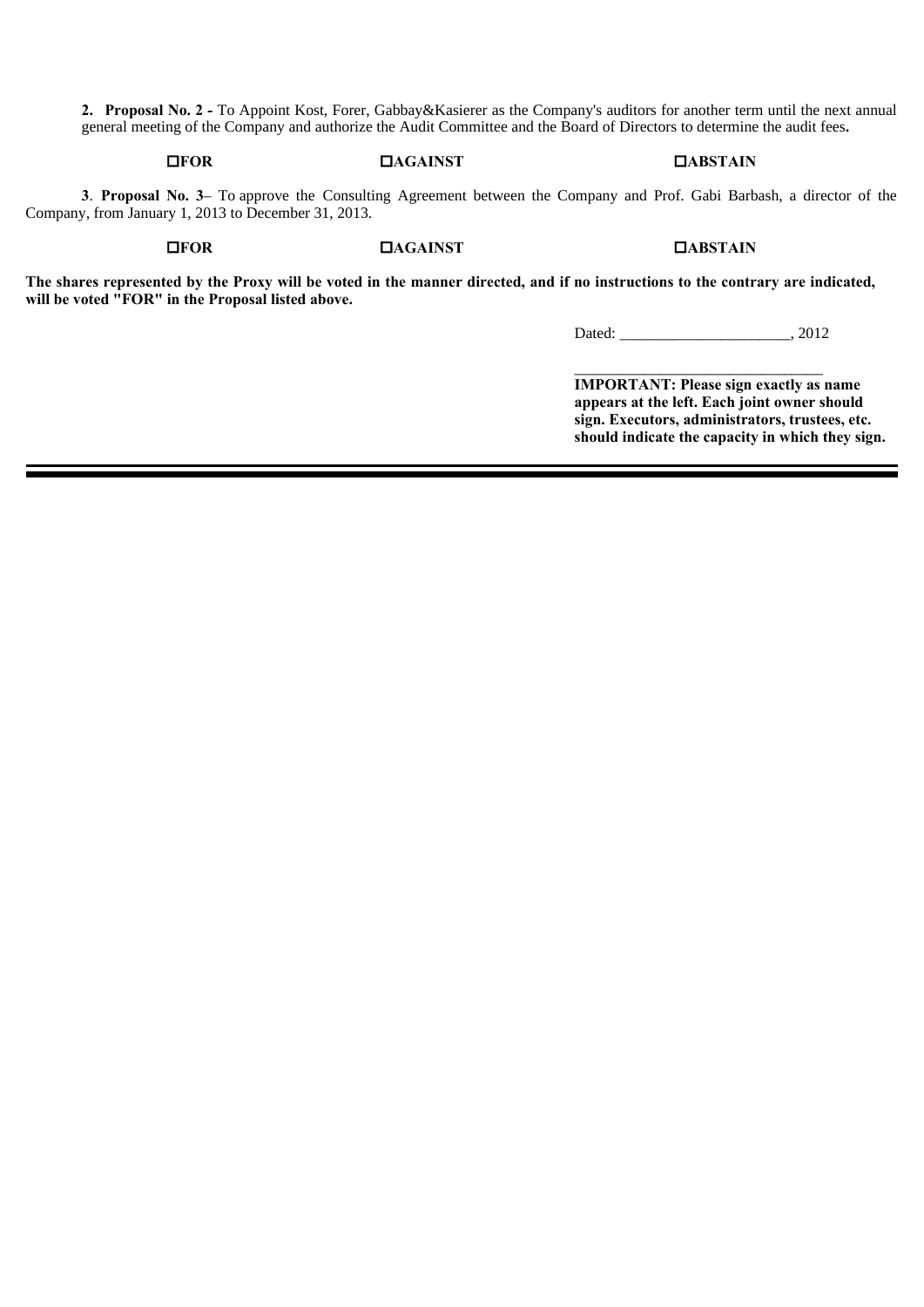**2. Proposal No. 2 -** To Appoint Kost, Forer, Gabbay&Kasierer as the Company's auditors for another term until the next annual general meeting of the Company and authorize the Audit Committee and the Board of Directors to determine the audit fees**.**

☐**FOR** ☐**AGAINST** ☐**ABSTAIN**

**3**. **Proposal No. 3**– To approve the Consulting Agreement between the Company and Prof. Gabi Barbash, a director of the Company, from January 1, 2013 to December 31, 2013.

☐**FOR** ☐**AGAINST** ☐**ABSTAIN**

**The shares represented by the Proxy will be voted in the manner directed, and if no instructions to the contrary are indicated, will be voted "FOR" in the Proposal listed above.**

Dated: ______________________, 2012

_______________________________

**IMPORTANT: Please sign exactly as name appears at the left. Each joint owner should sign. Executors, administrators, trustees, etc. should indicate the capacity in which they sign.**